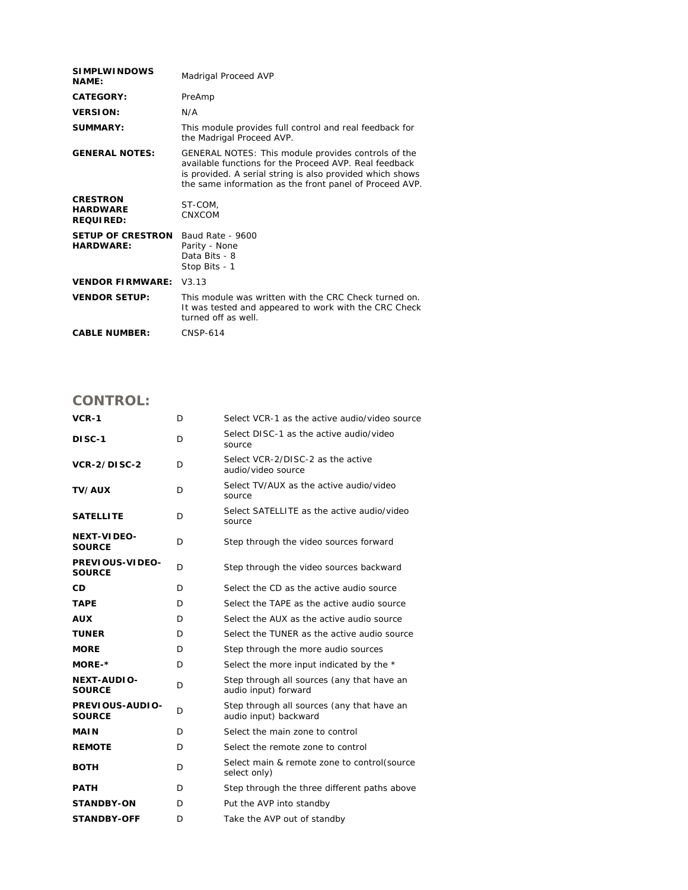| | |
|---|---|
| **SIMPLWINDOWS NAME:** | Madrigal Proceed AVP |
| **CATEGORY:** | PreAmp |
| **VERSION:** | N/A |
| **SUMMARY:** | This module provides full control and real feedback for the Madrigal Proceed AVP. |
| **GENERAL NOTES:** | GENERAL NOTES: This module provides controls of the available functions for the Proceed AVP. Real feedback is provided. A serial string is also provided which shows the same information as the front panel of Proceed AVP. |
| **CRESTRON HARDWARE REQUIRED:** | ST-COM, CNXCOM |
| **SETUP OF CRESTRON HARDWARE:** | Baud Rate - 9600<br>Parity - None<br>Data Bits - 8<br>Stop Bits - 1 |
| **VENDOR FIRMWARE:** | V3.13 |
| **VENDOR SETUP:** | This module was written with the CRC Check turned on. It was tested and appeared to work with the CRC Check turned off as well. |
| **CABLE NUMBER:** | CNSP-614 |

## CONTROL:

| | | |
|---|---|---|
| **VCR-1** | D | Select VCR-1 as the active audio/video source |
| **DISC-1** | D | Select DISC-1 as the active audio/video source |
| **VCR-2/DISC-2** | D | Select VCR-2/DISC-2 as the active audio/video source |
| **TV/AUX** | D | Select TV/AUX as the active audio/video source |
| **SATELLITE** | D | Select SATELLITE as the active audio/video source |
| **NEXT-VIDEO-SOURCE** | D | Step through the video sources forward |
| **PREVIOUS-VIDEO-SOURCE** | D | Step through the video sources backward |
| **CD** | D | Select the CD as the active audio source |
| **TAPE** | D | Select the TAPE as the active audio source |
| **AUX** | D | Select the AUX as the active audio source |
| **TUNER** | D | Select the TUNER as the active audio source |
| **MORE** | D | Step through the more audio sources |
| **MORE-*** | D | Select the more input indicated by the * |
| **NEXT-AUDIO-SOURCE** | D | Step through all sources (any that have an audio input) forward |
| **PREVIOUS-AUDIO-SOURCE** | D | Step through all sources (any that have an audio input) backward |
| **MAIN** | D | Select the main zone to control |
| **REMOTE** | D | Select the remote zone to control |
| **BOTH** | D | Select main & remote zone to control(source select only) |
| **PATH** | D | Step through the three different paths above |
| **STANDBY-ON** | D | Put the AVP into standby |
| **STANDBY-OFF** | D | Take the AVP out of standby |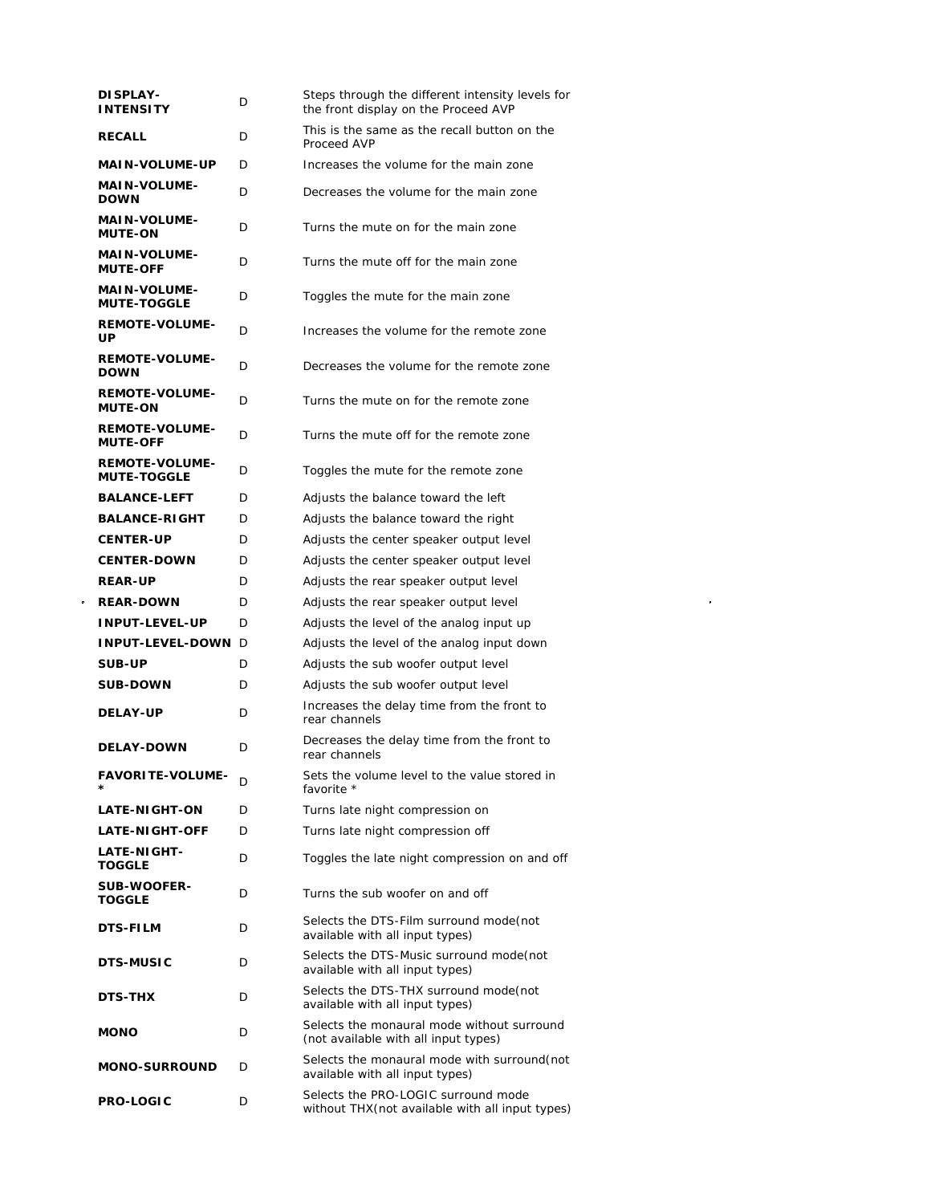| | | |
|---|---|---|
| **DISPLAY-INTENSITY** | D | Steps through the different intensity levels for the front display on the Proceed AVP |
| **RECALL** | D | This is the same as the recall button on the Proceed AVP |
| **MAIN-VOLUME-UP** | D | Increases the volume for the main zone |
| **MAIN-VOLUME-DOWN** | D | Decreases the volume for the main zone |
| **MAIN-VOLUME-MUTE-ON** | D | Turns the mute on for the main zone |
| **MAIN-VOLUME-MUTE-OFF** | D | Turns the mute off for the main zone |
| **MAIN-VOLUME-MUTE-TOGGLE** | D | Toggles the mute for the main zone |
| **REMOTE-VOLUME-UP** | D | Increases the volume for the remote zone |
| **REMOTE-VOLUME-DOWN** | D | Decreases the volume for the remote zone |
| **REMOTE-VOLUME-MUTE-ON** | D | Turns the mute on for the remote zone |
| **REMOTE-VOLUME-MUTE-OFF** | D | Turns the mute off for the remote zone |
| **REMOTE-VOLUME-MUTE-TOGGLE** | D | Toggles the mute for the remote zone |
| **BALANCE-LEFT** | D | Adjusts the balance toward the left |
| **BALANCE-RIGHT** | D | Adjusts the balance toward the right |
| **CENTER-UP** | D | Adjusts the center speaker output level |
| **CENTER-DOWN** | D | Adjusts the center speaker output level |
| **REAR-UP** | D | Adjusts the rear speaker output level |
| **REAR-DOWN** | D | Adjusts the rear speaker output level |
| **INPUT-LEVEL-UP** | D | Adjusts the level of the analog input up |
| **INPUT-LEVEL-DOWN** | D | Adjusts the level of the analog input down |
| **SUB-UP** | D | Adjusts the sub woofer output level |
| **SUB-DOWN** | D | Adjusts the sub woofer output level |
| **DELAY-UP** | D | Increases the delay time from the front to rear channels |
| **DELAY-DOWN** | D | Decreases the delay time from the front to rear channels |
| **FAVORITE-VOLUME-*** | D | Sets the volume level to the value stored in favorite * |
| **LATE-NIGHT-ON** | D | Turns late night compression on |
| **LATE-NIGHT-OFF** | D | Turns late night compression off |
| **LATE-NIGHT-TOGGLE** | D | Toggles the late night compression on and off |
| **SUB-WOOFER-TOGGLE** | D | Turns the sub woofer on and off |
| **DTS-FILM** | D | Selects the DTS-Film surround mode(not available with all input types) |
| **DTS-MUSIC** | D | Selects the DTS-Music surround mode(not available with all input types) |
| **DTS-THX** | D | Selects the DTS-THX surround mode(not available with all input types) |
| **MONO** | D | Selects the monaural mode without surround (not available with all input types) |
| **MONO-SURROUND** | D | Selects the monaural mode with surround(not available with all input types) |
| **PRO-LOGIC** | D | Selects the PRO-LOGIC surround mode without THX(not available with all input types) |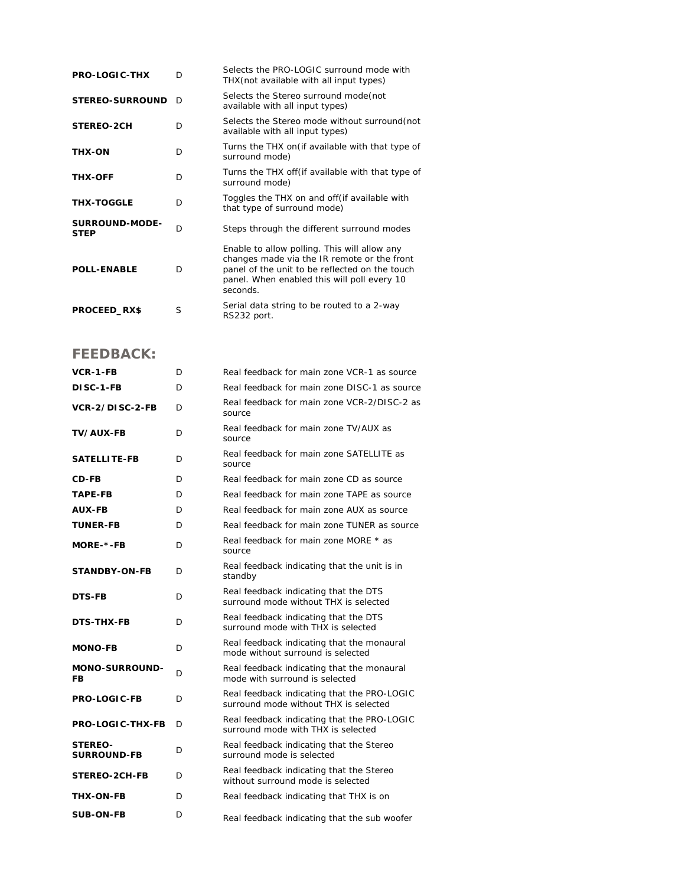| | | |
|---|---|---|
| **PRO-LOGIC-THX** | D | Selects the PRO-LOGIC surround mode with THX(not available with all input types) |
| **STEREO-SURROUND** | D | Selects the Stereo surround mode(not available with all input types) |
| **STEREO-2CH** | D | Selects the Stereo mode without surround(not available with all input types) |
| **THX-ON** | D | Turns the THX on(if available with that type of surround mode) |
| **THX-OFF** | D | Turns the THX off(if available with that type of surround mode) |
| **THX-TOGGLE** | D | Toggles the THX on and off(if available with that type of surround mode) |
| **SURROUND-MODE-STEP** | D | Steps through the different surround modes |
| **POLL-ENABLE** | D | Enable to allow polling. This will allow any changes made via the IR remote or the front panel of the unit to be reflected on the touch panel. When enabled this will poll every 10 seconds. |
| **PROCEED_RX$** | S | Serial data string to be routed to a 2-way RS232 port. |

## FEEDBACK:

| | | |
|---|---|---|
| **VCR-1-FB** | D | Real feedback for main zone VCR-1 as source |
| **DISC-1-FB** | D | Real feedback for main zone DISC-1 as source |
| **VCR-2/DISC-2-FB** | D | Real feedback for main zone VCR-2/DISC-2 as source |
| **TV/AUX-FB** | D | Real feedback for main zone TV/AUX as source |
| **SATELLITE-FB** | D | Real feedback for main zone SATELLITE as source |
| **CD-FB** | D | Real feedback for main zone CD as source |
| **TAPE-FB** | D | Real feedback for main zone TAPE as source |
| **AUX-FB** | D | Real feedback for main zone AUX as source |
| **TUNER-FB** | D | Real feedback for main zone TUNER as source |
| **MORE-*-FB** | D | Real feedback for main zone MORE * as source |
| **STANDBY-ON-FB** | D | Real feedback indicating that the unit is in standby |
| **DTS-FB** | D | Real feedback indicating that the DTS surround mode without THX is selected |
| **DTS-THX-FB** | D | Real feedback indicating that the DTS surround mode with THX is selected |
| **MONO-FB** | D | Real feedback indicating that the monaural mode without surround is selected |
| **MONO-SURROUND-FB** | D | Real feedback indicating that the monaural mode with surround is selected |
| **PRO-LOGIC-FB** | D | Real feedback indicating that the PRO-LOGIC surround mode without THX is selected |
| **PRO-LOGIC-THX-FB** | D | Real feedback indicating that the PRO-LOGIC surround mode with THX is selected |
| **STEREO-SURROUND-FB** | D | Real feedback indicating that the Stereo surround mode is selected |
| **STEREO-2CH-FB** | D | Real feedback indicating that the Stereo without surround mode is selected |
| **THX-ON-FB** | D | Real feedback indicating that THX is on |
| **SUB-ON-FB** | D | Real feedback indicating that the sub woofer |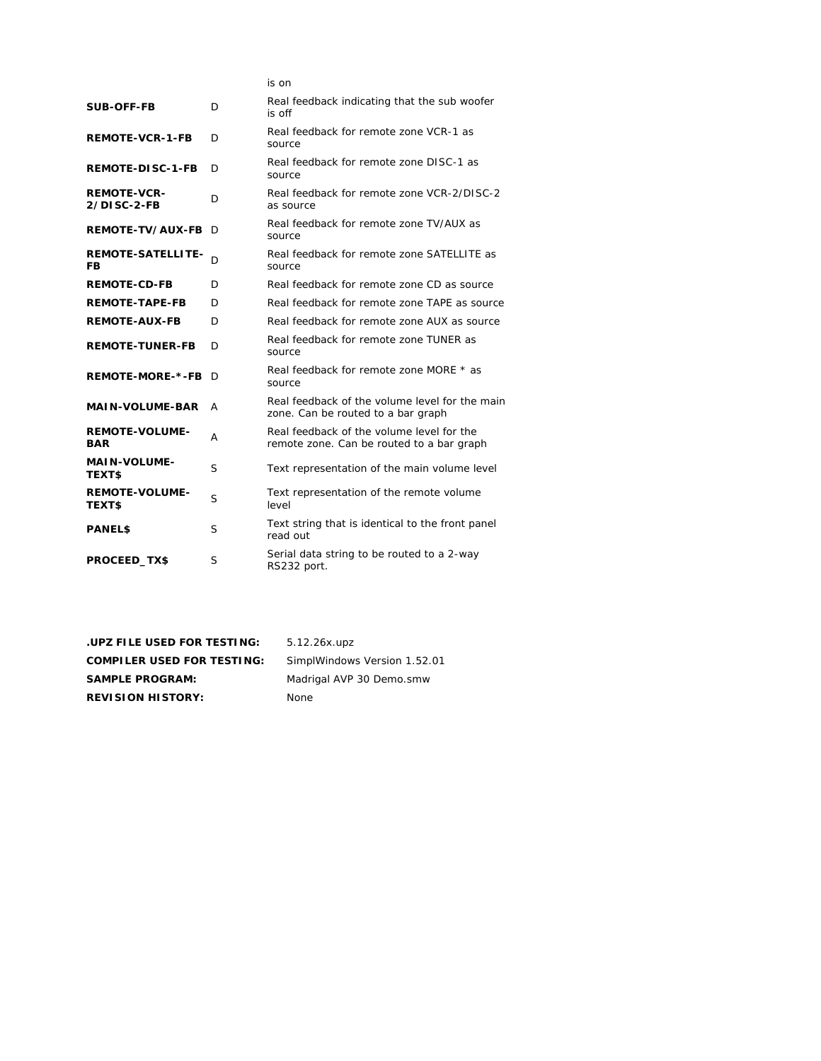| | | |
|---|---|---|
| | | is on |
| **SUB-OFF-FB** | D | Real feedback indicating that the sub woofer is off |
| **REMOTE-VCR-1-FB** | D | Real feedback for remote zone VCR-1 as source |
| **REMOTE-DISC-1-FB** | D | Real feedback for remote zone DISC-1 as source |
| **REMOTE-VCR-2/DISC-2-FB** | D | Real feedback for remote zone VCR-2/DISC-2 as source |
| **REMOTE-TV/AUX-FB** | D | Real feedback for remote zone TV/AUX as source |
| **REMOTE-SATELLITE-FB** | D | Real feedback for remote zone SATELLITE as source |
| **REMOTE-CD-FB** | D | Real feedback for remote zone CD as source |
| **REMOTE-TAPE-FB** | D | Real feedback for remote zone TAPE as source |
| **REMOTE-AUX-FB** | D | Real feedback for remote zone AUX as source |
| **REMOTE-TUNER-FB** | D | Real feedback for remote zone TUNER as source |
| **REMOTE-MORE-*-FB** | D | Real feedback for remote zone MORE * as source |
| **MAIN-VOLUME-BAR** | A | Real feedback of the volume level for the main zone. Can be routed to a bar graph |
| **REMOTE-VOLUME-BAR** | A | Real feedback of the volume level for the remote zone. Can be routed to a bar graph |
| **MAIN-VOLUME-TEXT$** | S | Text representation of the main volume level |
| **REMOTE-VOLUME-TEXT$** | S | Text representation of the remote volume level |
| **PANEL$** | S | Text string that is identical to the front panel read out |
| **PROCEED_TX$** | S | Serial data string to be routed to a 2-way RS232 port. |

| | |
|---|---|
| **.UPZ FILE USED FOR TESTING:** | 5.12.26x.upz |
| **COMPILER USED FOR TESTING:** | SimplWindows Version 1.52.01 |
| **SAMPLE PROGRAM:** | Madrigal AVP 30 Demo.smw |
| **REVISION HISTORY:** | None |